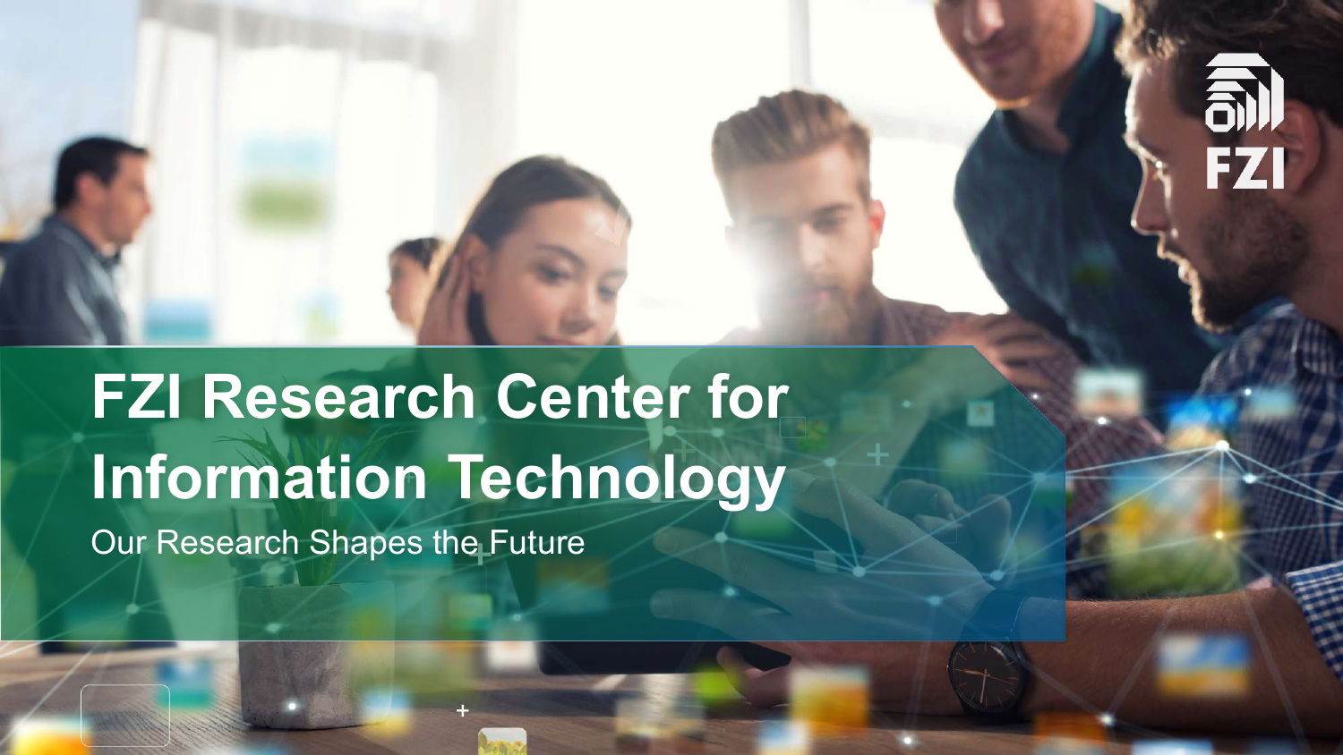# FZI Research Center for Information Technology

Our Research Shapes the Future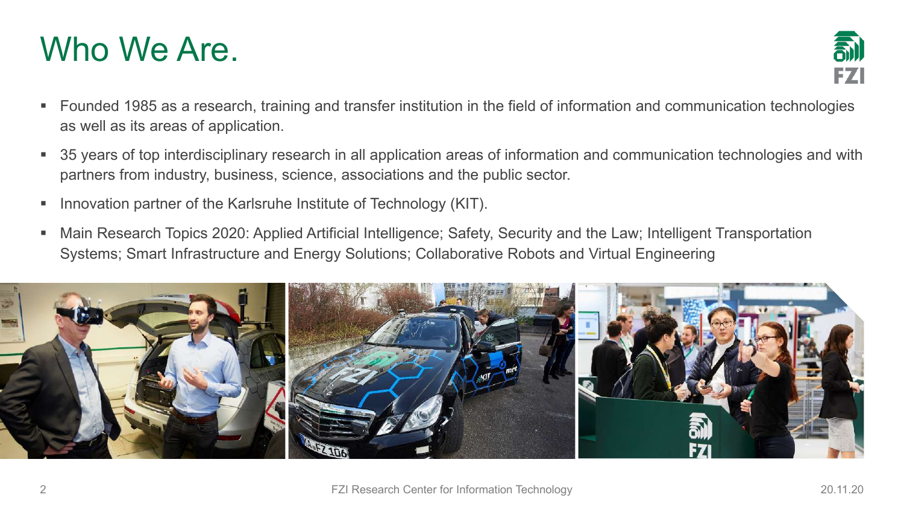# Who We Are.

- Founded 1985 as a research, training and transfer institution in the field of information and communication technologies as well as its areas of application.
- 35 years of top interdisciplinary research in all application areas of information and communication technologies and with partners from industry, business, science, associations and the public sector.
- Innovation partner of the Karlsruhe Institute of Technology (KIT).
- Main Research Topics 2020: Applied Artificial Intelligence; Safety, Security and the Law; Intelligent Transportation Systems; Smart Infrastructure and Energy Solutions; Collaborative Robots and Virtual Engineering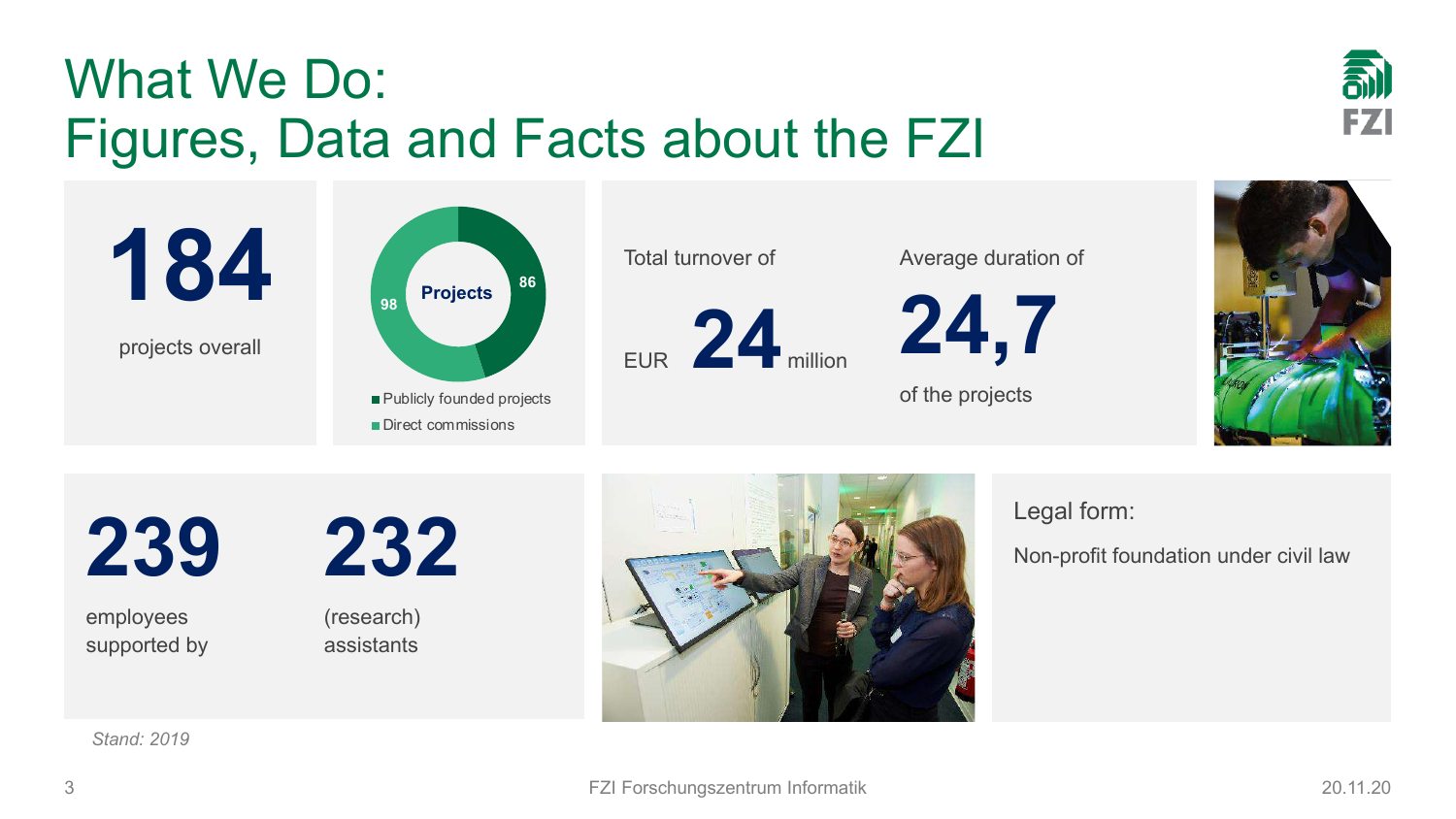# What We Do:
# Figures, Data and Facts about the FZI

**184**

projects overall

Projects

98

86

Publicly founded projects

Direct commissions

Total turnover of

EUR **24** million

Average duration of

**24,7**

of the projects

**239**

employees supported by

**232**

(research) assistants

Legal form:

Non-profit foundation under civil law

*Stand: 2019*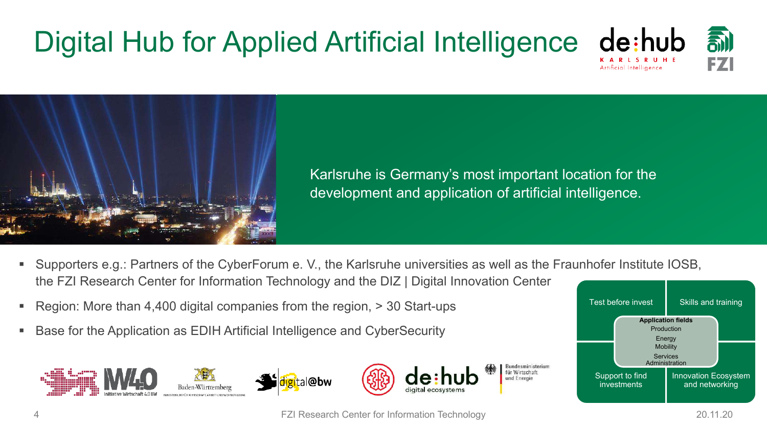# Digital Hub for Applied Artificial Intelligence

Karlsruhe is Germany's most important location for the development and application of artificial intelligence.

- Supporters e.g.: Partners of the CyberForum e. V., the Karlsruhe universities as well as the Fraunhofer Institute IOSB, the FZI Research Center for Information Technology and the DIZ | Digital Innovation Center
- Region: More than 4,400 digital companies from the region, > 30 Start-ups
- Base for the Application as EDIH Artificial Intelligence and CyberSecurity

Test before invest

Skills and training

**Application fields**
Production
Energy
Mobility
Services
Administration

Support to find investments

Innovation Ecosystem and networking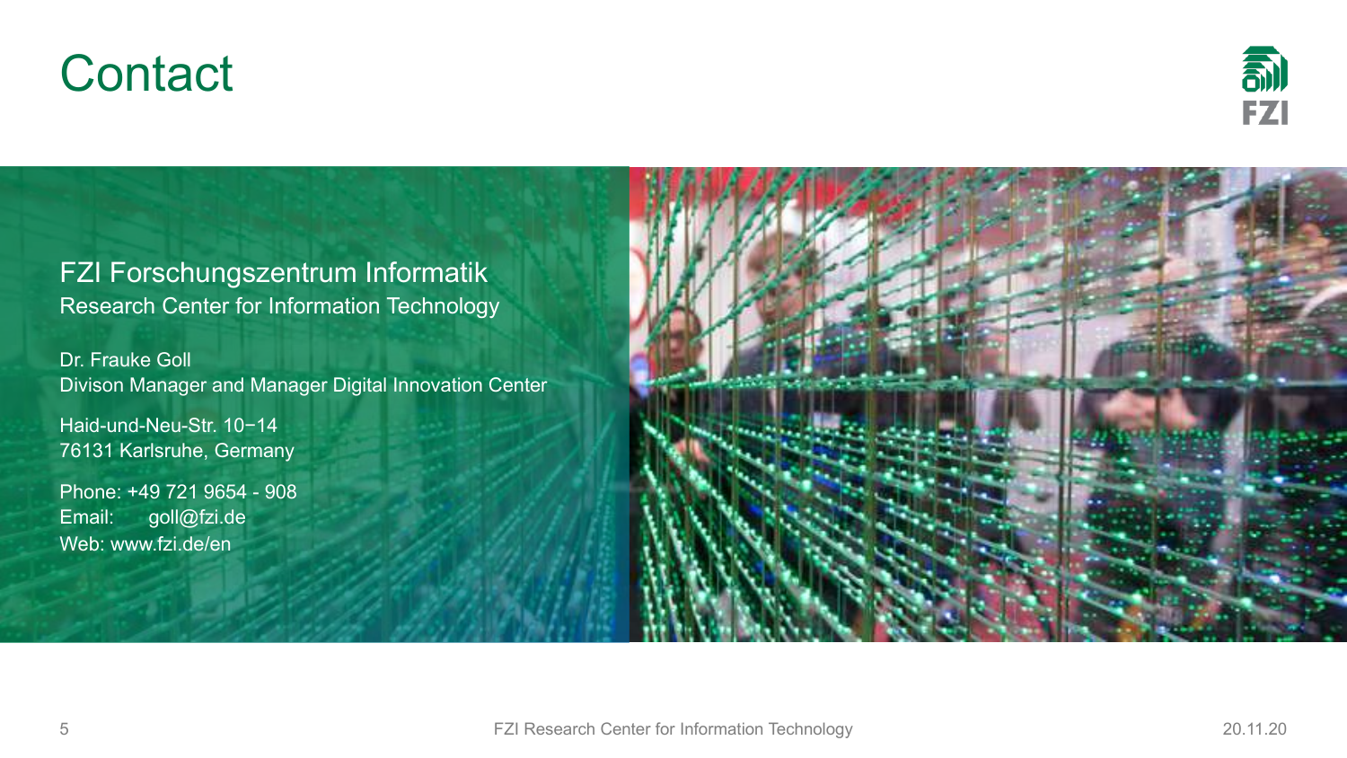# Contact

FZI Forschungszentrum Informatik
Research Center for Information Technology

Dr. Frauke Goll
Divison Manager and Manager Digital Innovation Center

Haid-und-Neu-Str. 10−14
76131 Karlsruhe, Germany

Phone: +49 721 9654 - 908
Email: goll@fzi.de
Web: www.fzi.de/en